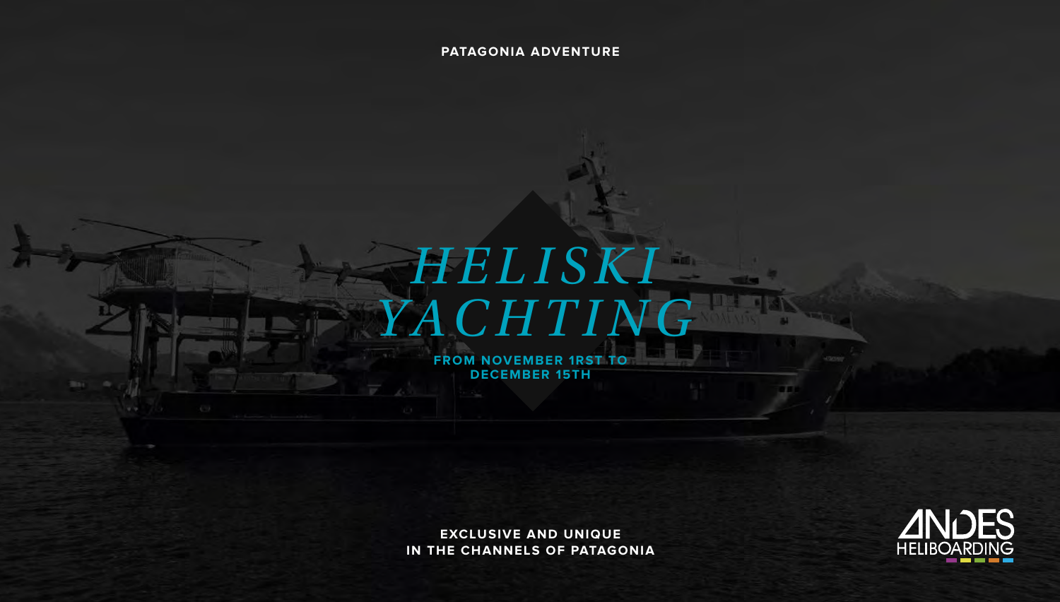PATAGONIA ADVENTURE

# *HELISKI YACHTING*

**FROM NOVEMBER 1RST TO DECEMBER 15TH**

**EXCLUSIVE AND UNIQUE IN THE CHANNELS OF PATAGONIA**

ANDES HELIBOARDING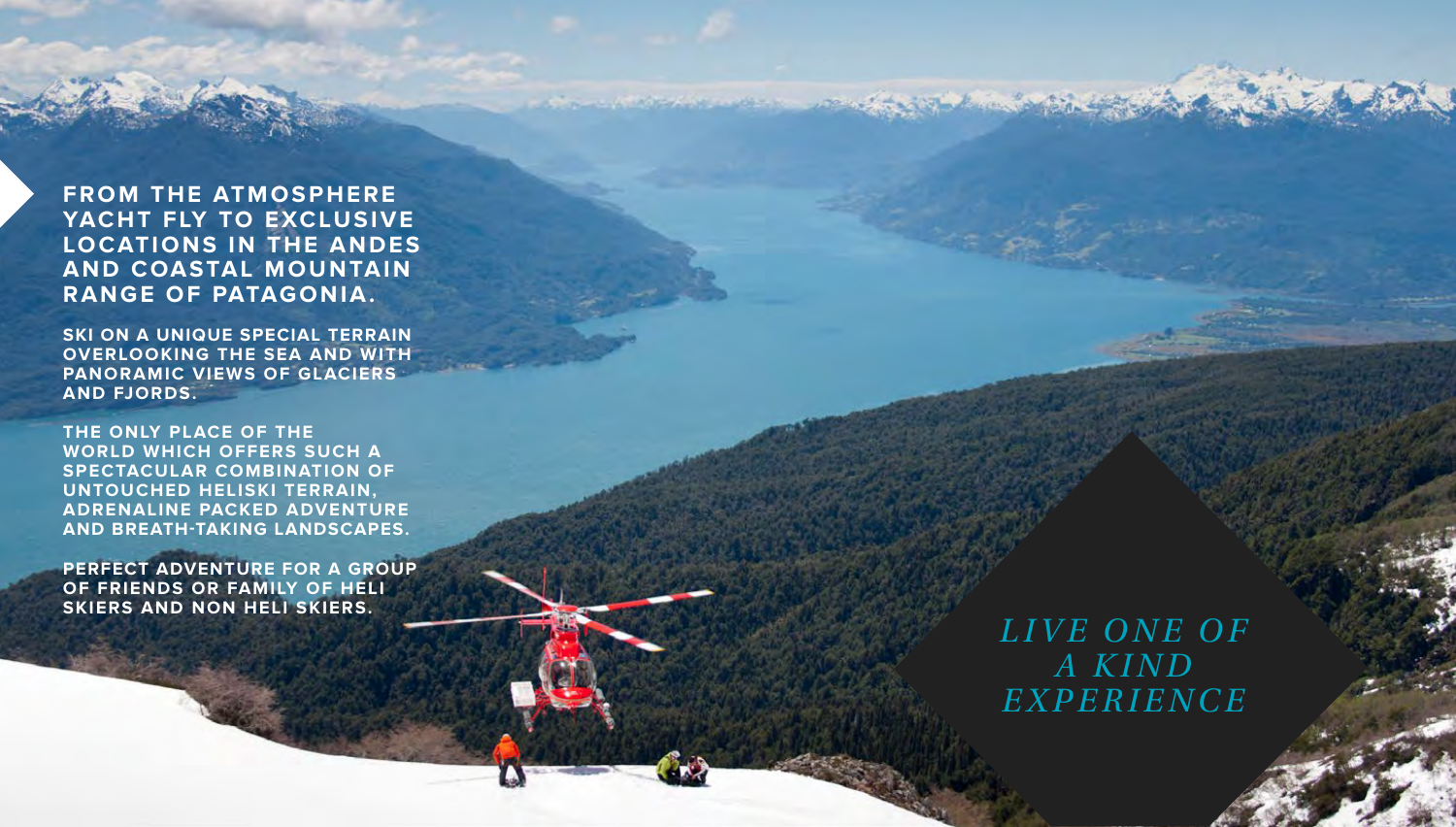**FROM THE ATMOSPHERE YACHT FLY TO EXCLUSIVE LOCATIONS IN THE ANDES AND COASTAL MOUNTAIN RANGE OF PATAGONIA.**

**SKI ON A UNIQUE SPECIAL TERRAIN OVERLOOKING THE SEA AND WITH PANORAMIC VIEWS OF GLACIERS AND FJORDS.**

**THE ONLY PLACE OF THE WORLD WHICH OFFERS SUCH A SPECTACULAR COMBINATION OF UNTOUCHED HELISKI TERRAIN, ADRENALINE PACKED ADVENTURE AND BREATH-TAKING LANDSCAPES.**

**PERFECT ADVENTURE FOR A GROUP OF FRIENDS OR FAMILY OF HELI SKIERS AND NON HELI SKIERS.**

*LIVE ONE OF A KIND EXPERIENCE*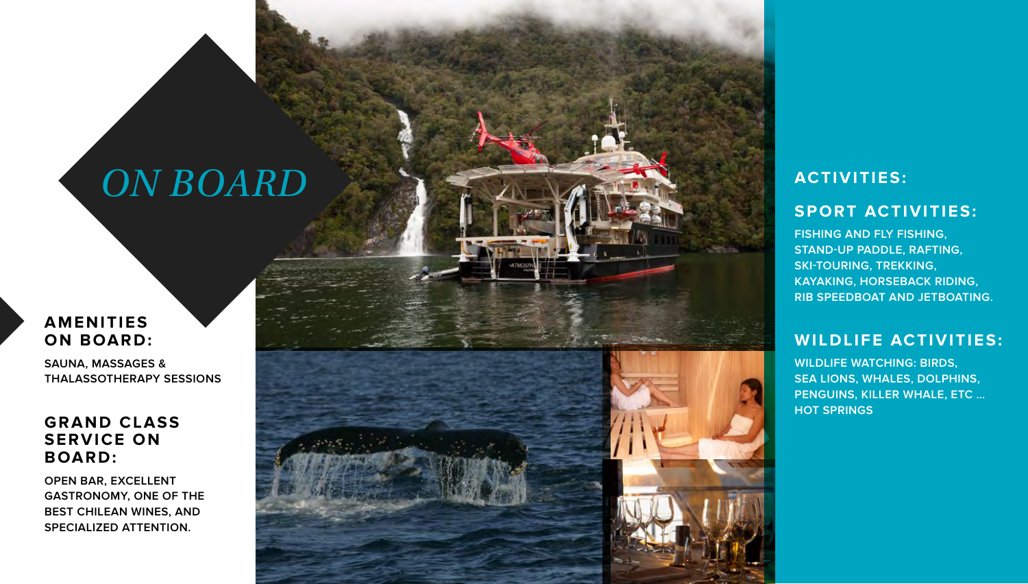# ON BOARD

## AMENITIES ON BOARD:

SAUNA, MASSAGES & THALASSOTHERAPY SESSIONS

## GRAND CLASS SERVICE ON BOARD:

OPEN BAR, EXCELLENT GASTRONOMY, ONE OF THE BEST CHILEAN WINES, AND SPECIALIZED ATTENTION.

## ACTIVITIES:

### SPORT ACTIVITIES:

FISHING AND FLY FISHING, STAND-UP PADDLE, RAFTING, SKI-TOURING, TREKKING, KAYAKING, HORSEBACK RIDING, RIB SPEEDBOAT AND JETBOATING.

### WILDLIFE ACTIVITIES:

WILDLIFE WATCHING: BIRDS, SEA LIONS, WHALES, DOLPHINS, PENGUINS, KILLER WHALE, ETC ...
HOT SPRINGS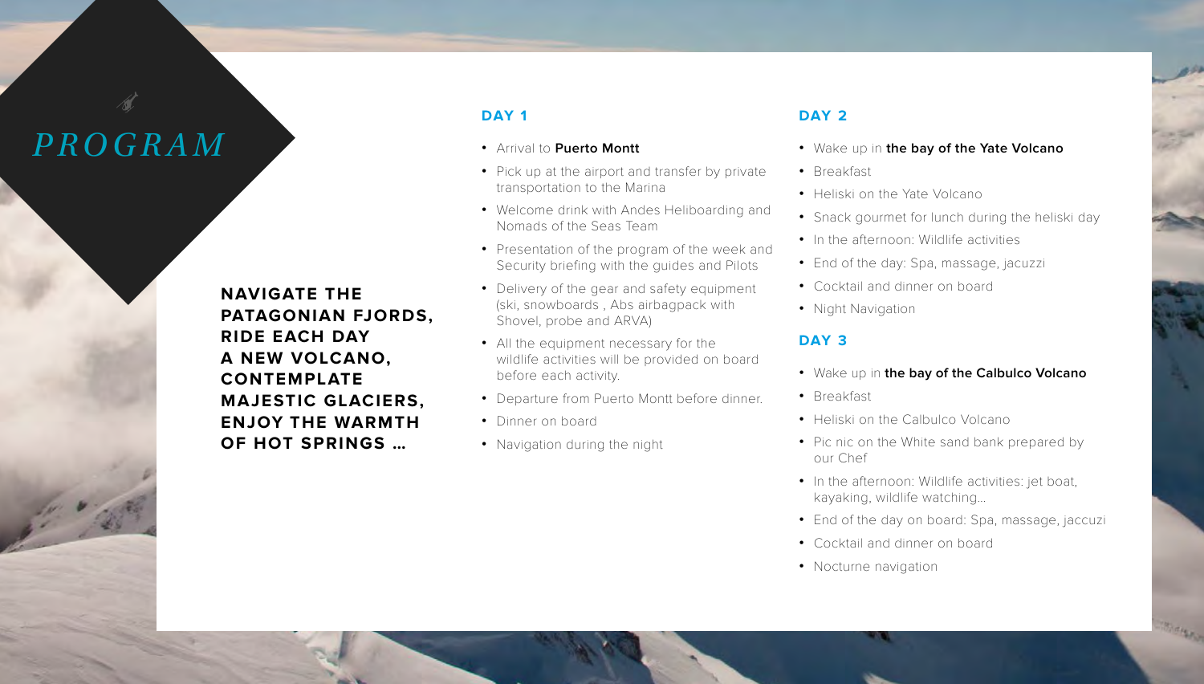# *PROGRAM*

**NAVIGATE THE PATAGONIAN FJORDS, RIDE EACH DAY A NEW VOLCANO, CONTEMPLATE MAJESTIC GLACIERS, ENJOY THE WARMTH OF HOT SPRINGS ...**

## DAY 1

- Arrival to **Puerto Montt**
- Pick up at the airport and transfer by private transportation to the Marina
- Welcome drink with Andes Heliboarding and Nomads of the Seas Team
- Presentation of the program of the week and Security briefing with the guides and Pilots
- Delivery of the gear and safety equipment (ski, snowboards , Abs airbagpack with Shovel, probe and ARVA)
- All the equipment necessary for the wildlife activities will be provided on board before each activity.
- Departure from Puerto Montt before dinner.
- Dinner on board
- Navigation during the night

## DAY 2

- Wake up in **the bay of the Yate Volcano**
- Breakfast
- Heliski on the Yate Volcano
- Snack gourmet for lunch during the heliski day
- In the afternoon: Wildlife activities
- End of the day: Spa, massage, jacuzzi
- Cocktail and dinner on board
- Night Navigation

## DAY 3

- Wake up in **the bay of the Calbulco Volcano**
- Breakfast
- Heliski on the Calbulco Volcano
- Pic nic on the White sand bank prepared by our Chef
- In the afternoon: Wildlife activities: jet boat, kayaking, wildlife watching...
- End of the day on board: Spa, massage, jaccuzi
- Cocktail and dinner on board
- Nocturne navigation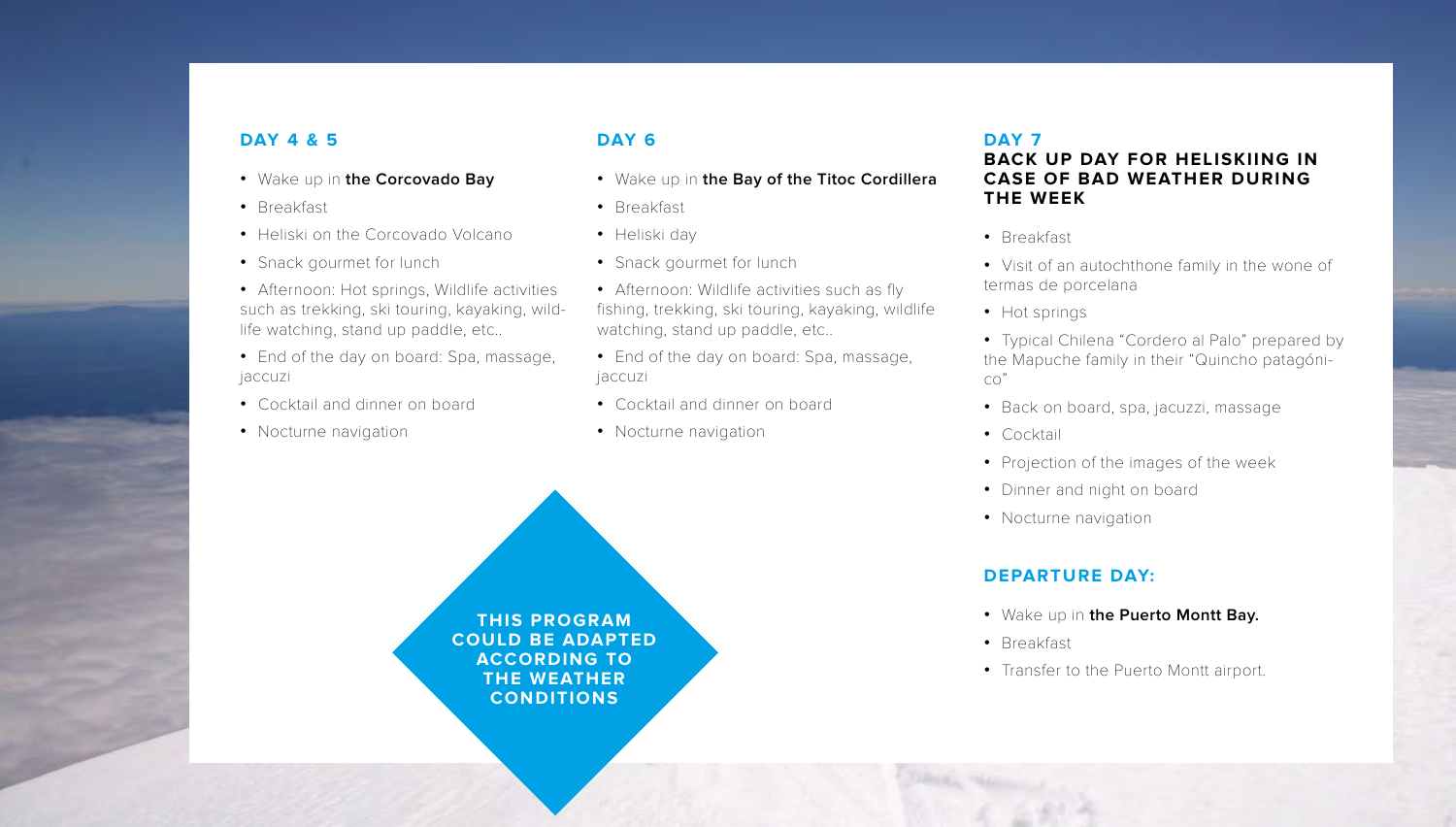## DAY 4 & 5

- Wake up in **the Corcovado Bay**
- Breakfast
- Heliski on the Corcovado Volcano
- Snack gourmet for lunch
- Afternoon: Hot springs, Wildlife activities such as trekking, ski touring, kayaking, wildlife watching, stand up paddle, etc..
- End of the day on board: Spa, massage, jaccuzi
- Cocktail and dinner on board
- Nocturne navigation

## DAY 6

- Wake up in **the Bay of the Titoc Cordillera**
- Breakfast
- Heliski day
- Snack gourmet for lunch
- Afternoon: Wildlife activities such as fly fishing, trekking, ski touring, kayaking, wildlife watching, stand up paddle, etc..
- End of the day on board: Spa, massage, jaccuzi
- Cocktail and dinner on board
- Nocturne navigation

**THIS PROGRAM COULD BE ADAPTED ACCORDING TO THE WEATHER CONDITIONS**

## DAY 7

### BACK UP DAY FOR HELISKIING IN CASE OF BAD WEATHER DURING THE WEEK

- Breakfast
- Visit of an autochthone family in the wone of termas de porcelana
- Hot springs
- Typical Chilena "Cordero al Palo" prepared by the Mapuche family in their "Quincho patagónico"
- Back on board, spa, jacuzzi, massage
- Cocktail
- Projection of the images of the week
- Dinner and night on board
- Nocturne navigation

## DEPARTURE DAY:

- Wake up in **the Puerto Montt Bay.**
- Breakfast
- Transfer to the Puerto Montt airport.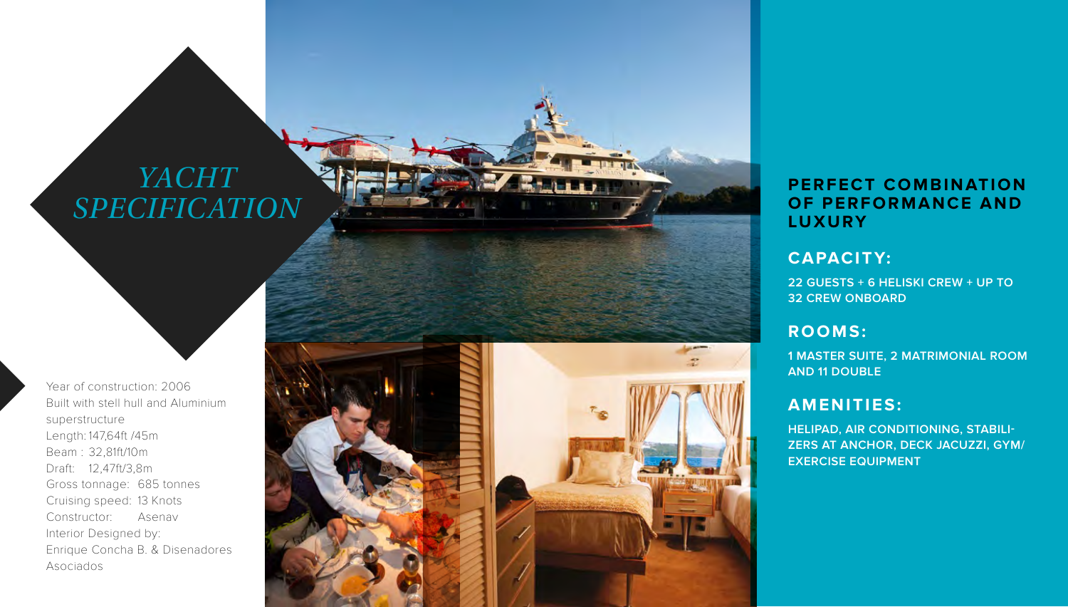# YACHT SPECIFICATION

Year of construction: 2006
Built with stell hull and Aluminium superstructure
Length: 147,64ft /45m
Beam : 32,81ft/10m
Draft: 12,47ft/3,8m
Gross tonnage: 685 tonnes
Cruising speed: 13 Knots
Constructor: Asenav
Interior Designed by:
Enrique Concha B. & Disenadores Asociados

## PERFECT COMBINATION OF PERFORMANCE AND LUXURY

### CAPACITY:

22 GUESTS + 6 HELISKI CREW + UP TO 32 CREW ONBOARD

### ROOMS:

1 MASTER SUITE, 2 MATRIMONIAL ROOM AND 11 DOUBLE

### AMENITIES:

HELIPAD, AIR CONDITIONING, STABILIZERS AT ANCHOR, DECK JACUZZI, GYM/ EXERCISE EQUIPMENT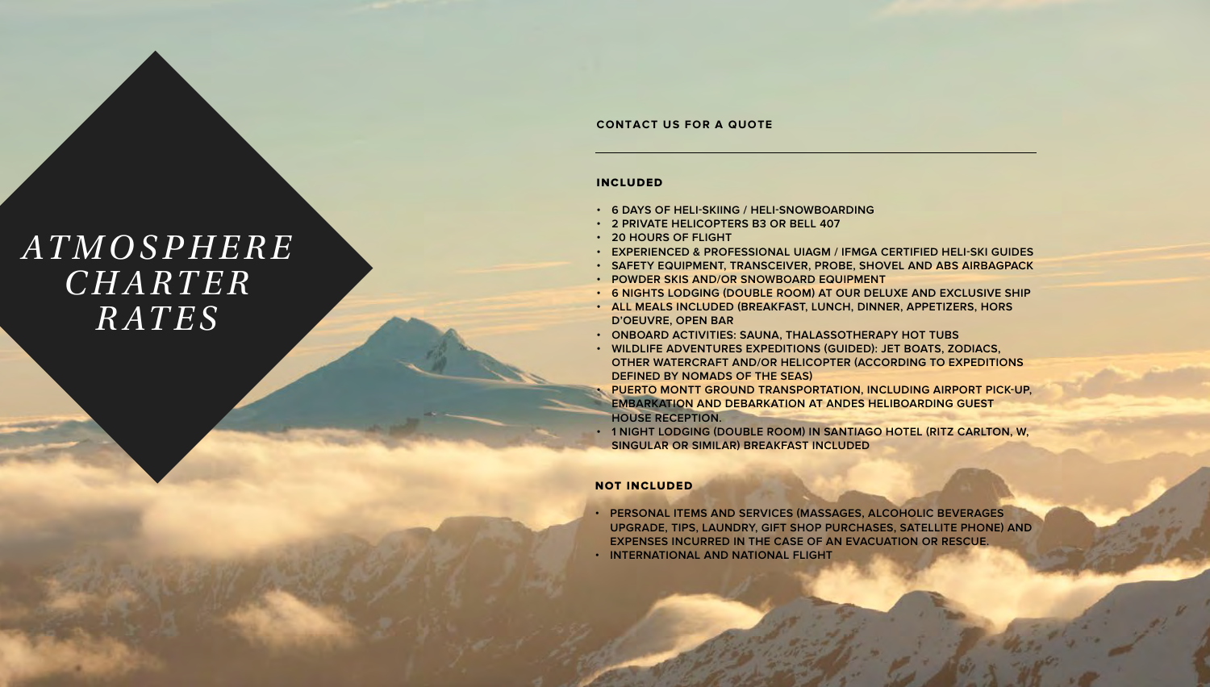# ATMOSPHERE CHARTER RATES

**CONTACT US FOR A QUOTE**

---

## INCLUDED

- 6 DAYS OF HELI-SKIING / HELI-SNOWBOARDING
- 2 PRIVATE HELICOPTERS B3 OR BELL 407
- 20 HOURS OF FLIGHT
- EXPERIENCED & PROFESSIONAL UIAGM / IFMGA CERTIFIED HELI-SKI GUIDES
- SAFETY EQUIPMENT, TRANSCEIVER, PROBE, SHOVEL AND ABS AIRBAGPACK
- POWDER SKIS AND/OR SNOWBOARD EQUIPMENT
- 6 NIGHTS LODGING (DOUBLE ROOM) AT OUR DELUXE AND EXCLUSIVE SHIP
- ALL MEALS INCLUDED (BREAKFAST, LUNCH, DINNER, APPETIZERS, HORS D'OEUVRE, OPEN BAR
- ONBOARD ACTIVITIES: SAUNA, THALASSOTHERAPY HOT TUBS
- WILDLIFE ADVENTURES EXPEDITIONS (GUIDED): JET BOATS, ZODIACS, OTHER WATERCRAFT AND/OR HELICOPTER (ACCORDING TO EXPEDITIONS DEFINED BY NOMADS OF THE SEAS)
- PUERTO MONTT GROUND TRANSPORTATION, INCLUDING AIRPORT PICK-UP, EMBARKATION AND DEBARKATION AT ANDES HELIBOARDING GUEST HOUSE RECEPTION.
- 1 NIGHT LODGING (DOUBLE ROOM) IN SANTIAGO HOTEL (RITZ CARLTON, W, SINGULAR OR SIMILAR) BREAKFAST INCLUDED

## NOT INCLUDED

- PERSONAL ITEMS AND SERVICES (MASSAGES, ALCOHOLIC BEVERAGES UPGRADE, TIPS, LAUNDRY, GIFT SHOP PURCHASES, SATELLITE PHONE) AND EXPENSES INCURRED IN THE CASE OF AN EVACUATION OR RESCUE.
- INTERNATIONAL AND NATIONAL FLIGHT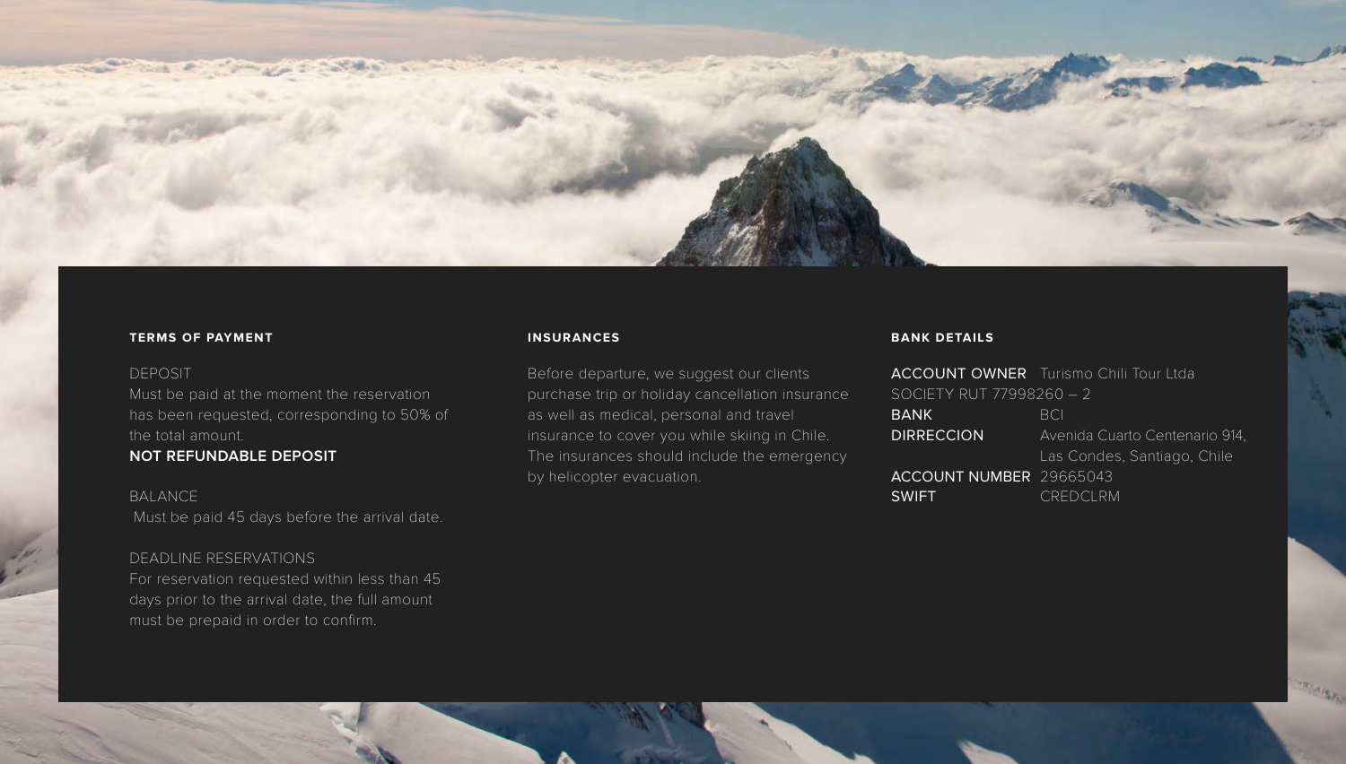## TERMS OF PAYMENT

DEPOSIT
Must be paid at the moment the reservation has been requested, corresponding to 50% of the total amount.
**NOT REFUNDABLE DEPOSIT**

BALANCE
Must be paid 45 days before the arrival date.

DEADLINE RESERVATIONS
For reservation requested within less than 45 days prior to the arrival date, the full amount must be prepaid in order to confirm.

## INSURANCES

Before departure, we suggest our clients purchase trip or holiday cancellation insurance as well as medical, personal and travel insurance to cover you while skiing in Chile. The insurances should include the emergency by helicopter evacuation.

## BANK DETAILS

| | |
|---|---|
| ACCOUNT OWNER | Turismo Chili Tour Ltda |
| SOCIETY RUT 77998260 – 2 | |
| BANK | BCI |
| DIRRECCION | Avenida Cuarto Centenario 914, Las Condes, Santiago, Chile |
| ACCOUNT NUMBER | 29665043 |
| SWIFT | CREDCLRM |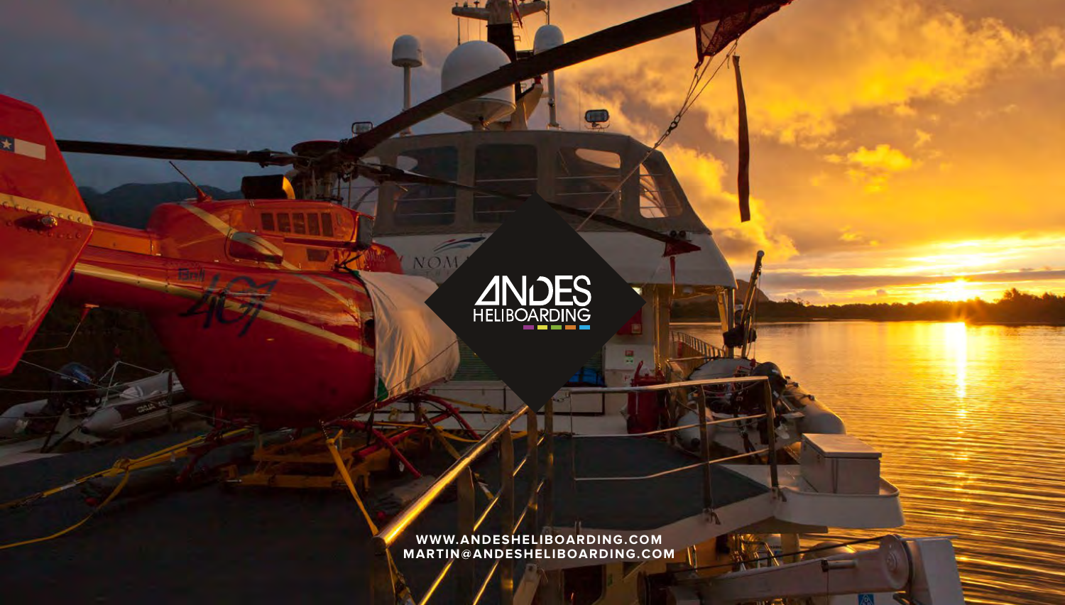ANDES
HELIBOARDING

WWW.ANDESHELIBOARDING.COM
MARTIN@ANDESHELIBOARDING.COM